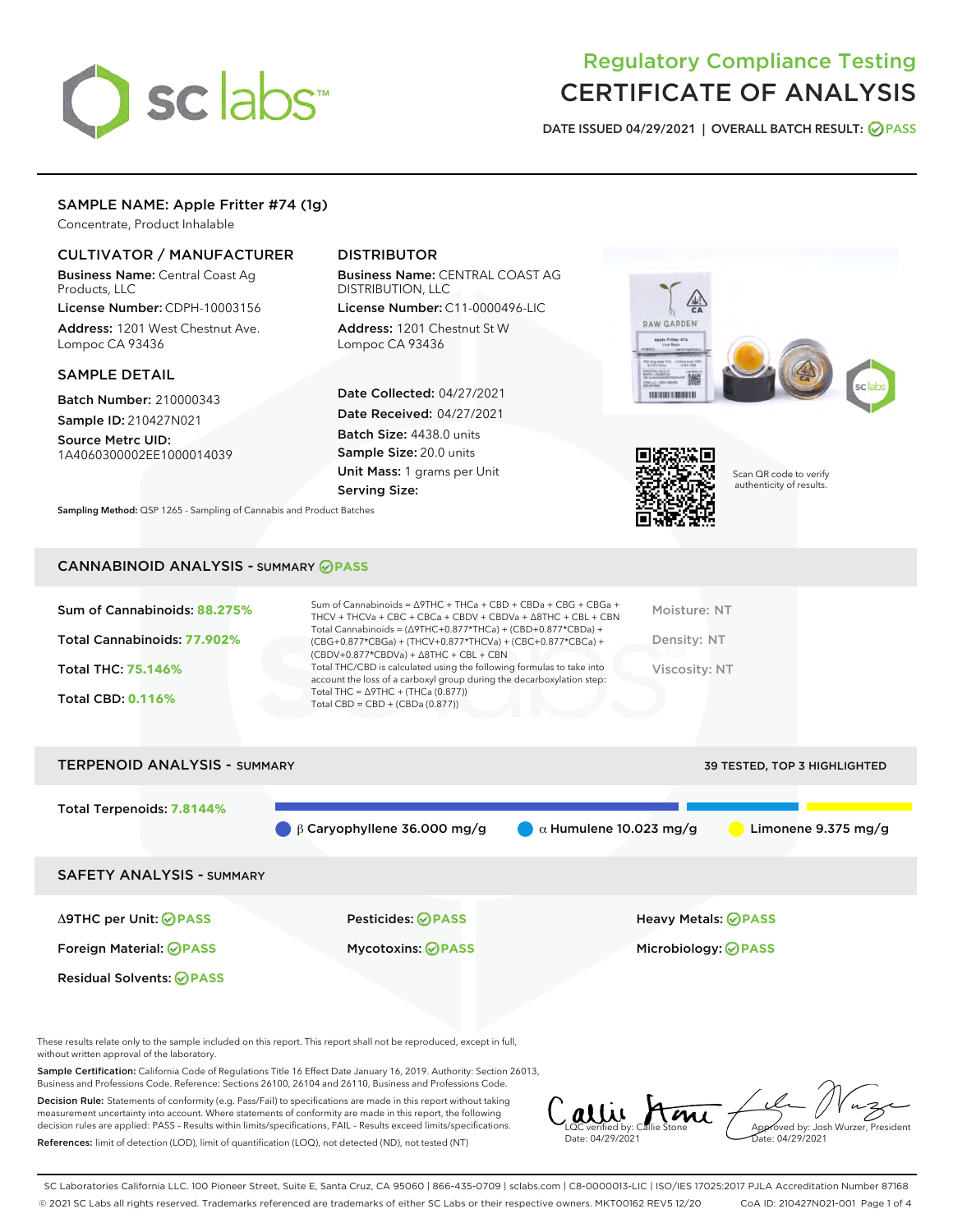# Regulatory Compliance Testing
# CERTIFICATE OF ANALYSIS

**DATE ISSUED 04/29/2021 | OVERALL BATCH RESULT: PASS**

## SAMPLE NAME: Apple Fritter #74 (1g)

Concentrate, Product Inhalable

### CULTIVATOR / MANUFACTURER

**Business Name:** Central Coast Ag Products, LLC

**License Number:** CDPH-10003156

**Address:** 1201 West Chestnut Ave. Lompoc CA 93436

### DISTRIBUTOR

**Business Name:** CENTRAL COAST AG DISTRIBUTION, LLC

**License Number:** C11-0000496-LIC

**Address:** 1201 Chestnut St W Lompoc CA 93436

### SAMPLE DETAIL

**Batch Number:** 210000343

**Sample ID:** 210427N021

**Source Metrc UID:** 1A4060300002EE1000014039

**Date Collected:** 04/27/2021

**Date Received:** 04/27/2021

**Batch Size:** 4438.0 units

**Sample Size:** 20.0 units

**Unit Mass:** 1 grams per Unit

**Serving Size:**

Scan QR code to verify authenticity of results.

**Sampling Method:** QSP 1265 - Sampling of Cannabis and Product Batches

## CANNABINOID ANALYSIS - SUMMARY PASS

**Sum of Cannabinoids:** 88.275%

**Total Cannabinoids:** 77.902%

**Total THC:** 75.146%

**Total CBD:** 0.116%

Sum of Cannabinoids = Δ9THC + THCa + CBD + CBDa + CBG + CBGa + THCV + THCVa + CBC + CBCa + CBDV + CBDVa + Δ8THC + CBL + CBN

Total Cannabinoids = (Δ9THC+0.877*THCa) + (CBD+0.877*CBDa) + (CBG+0.877*CBGa) + (THCV+0.877*THCVa) + (CBC+0.877*CBCa) + (CBDV+0.877*CBDVa) + Δ8THC + CBL + CBN

Total THC/CBD is calculated using the following formulas to take into account the loss of a carboxyl group during the decarboxylation step:
Total THC = Δ9THC + (THCa (0.877))
Total CBD = CBD + (CBDa (0.877))

Moisture: NT

Density: NT

Viscosity: NT

## TERPENOID ANALYSIS - SUMMARY

39 TESTED, TOP 3 HIGHLIGHTED

**Total Terpenoids:** 7.8144%

β Caryophyllene 36.000 mg/g | α Humulene 10.023 mg/g | Limonene 9.375 mg/g

## SAFETY ANALYSIS - SUMMARY

| | | |
|---|---|---|
| Δ9THC per Unit: PASS | Pesticides: PASS | Heavy Metals: PASS |
| Foreign Material: PASS | Mycotoxins: PASS | Microbiology: PASS |
| Residual Solvents: PASS | | |

These results relate only to the sample included on this report. This report shall not be reproduced, except in full, without written approval of the laboratory.

**Sample Certification:** California Code of Regulations Title 16 Effect Date January 16, 2019. Authority: Section 26013, Business and Professions Code. Reference: Sections 26100, 26104 and 26110, Business and Professions Code.

**Decision Rule:** Statements of conformity (e.g. Pass/Fail) to specifications are made in this report without taking measurement uncertainty into account. Where statements of conformity are made in this report, the following decision rules are applied: PASS – Results within limits/specifications, FAIL – Results exceed limits/specifications.

**References:** limit of detection (LOD), limit of quantification (LOQ), not detected (ND), not tested (NT)

LQC verified by: Callie Stone
Date: 04/29/2021

Approved by: Josh Wurzer, President
Date: 04/29/2021

SC Laboratories California LLC. 100 Pioneer Street, Suite E, Santa Cruz, CA 95060 | 866-435-0709 | sclabs.com | C8-0000013-LIC | ISO/IES 17025:2017 PJLA Accreditation Number 87168
© 2021 SC Labs all rights reserved. Trademarks referenced are trademarks of either SC Labs or their respective owners. MKT00162 REV5 12/20 CoA ID: 210427N021-001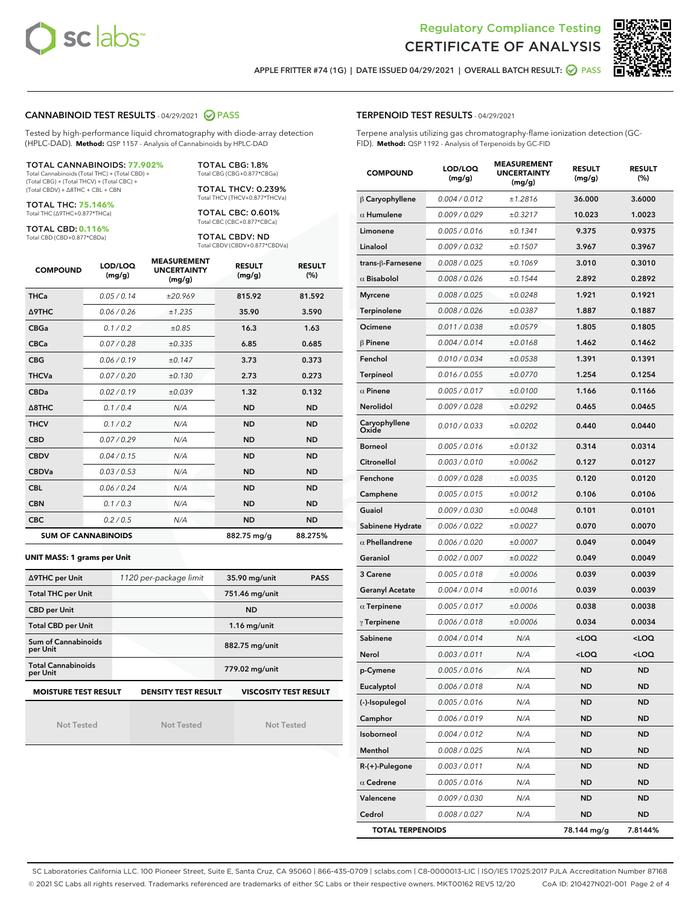Regulatory Compliance Testing
# CERTIFICATE OF ANALYSIS

APPLE FRITTER #74 (1G) | DATE ISSUED 04/29/2021 | OVERALL BATCH RESULT: PASS

## CANNABINOID TEST RESULTS - 04/29/2021 PASS

Tested by high-performance liquid chromatography with diode-array detection (HPLC-DAD). **Method:** QSP 1157 - Analysis of Cannabinoids by HPLC-DAD

**TOTAL CANNABINOIDS: 77.902%**
Total Cannabinoids (Total THC) + (Total CBD) + (Total CBG) + (Total THCV) + (Total CBC) + (Total CBDV) + Δ8THC + CBL + CBN

**TOTAL THC: 75.146%**
Total THC (Δ9THC+0.877*THCa)

**TOTAL CBD: 0.116%**
Total CBD (CBD+0.877*CBDa)

**TOTAL CBG: 1.8%**
Total CBG (CBG+0.877*CBGa)

**TOTAL THCV: 0.239%**
Total THCV (THCV+0.877*THCVa)

**TOTAL CBC: 0.601%**
Total CBC (CBC+0.877*CBCa)

**TOTAL CBDV: ND**
Total CBDV (CBDV+0.877*CBDVa)

| COMPOUND | LOD/LOQ (mg/g) | MEASUREMENT UNCERTAINTY (mg/g) | RESULT (mg/g) | RESULT (%) |
|---|---|---|---|---|
| THCa | 0.05 / 0.14 | ±20.969 | 815.92 | 81.592 |
| Δ9THC | 0.06 / 0.26 | ±1.235 | 35.90 | 3.590 |
| CBGa | 0.1 / 0.2 | ±0.85 | 16.3 | 1.63 |
| CBCa | 0.07 / 0.28 | ±0.335 | 6.85 | 0.685 |
| CBG | 0.06 / 0.19 | ±0.147 | 3.73 | 0.373 |
| THCVa | 0.07 / 0.20 | ±0.130 | 2.73 | 0.273 |
| CBDa | 0.02 / 0.19 | ±0.039 | 1.32 | 0.132 |
| Δ8THC | 0.1 / 0.4 | N/A | ND | ND |
| THCV | 0.1 / 0.2 | N/A | ND | ND |
| CBD | 0.07 / 0.29 | N/A | ND | ND |
| CBDV | 0.04 / 0.15 | N/A | ND | ND |
| CBDVa | 0.03 / 0.53 | N/A | ND | ND |
| CBL | 0.06 / 0.24 | N/A | ND | ND |
| CBN | 0.1 / 0.3 | N/A | ND | ND |
| CBC | 0.2 / 0.5 | N/A | ND | ND |
| **SUM OF CANNABINOIDS** | | | 882.75 mg/g | 88.275% |

### UNIT MASS: 1 grams per Unit

| | | | |
|---|---|---|---|
| Δ9THC per Unit | 1120 per-package limit | 35.90 mg/unit | PASS |
| Total THC per Unit | | 751.46 mg/unit | |
| CBD per Unit | | ND | |
| Total CBD per Unit | | 1.16 mg/unit | |
| Sum of Cannabinoids per Unit | | 882.75 mg/unit | |
| Total Cannabinoids per Unit | | 779.02 mg/unit | |

| MOISTURE TEST RESULT | DENSITY TEST RESULT | VISCOSITY TEST RESULT |
|---|---|---|
| Not Tested | Not Tested | Not Tested |

## TERPENOID TEST RESULTS - 04/29/2021

Terpene analysis utilizing gas chromatography-flame ionization detection (GC-FID). **Method:** QSP 1192 - Analysis of Terpenoids by GC-FID

| COMPOUND | LOD/LOQ (mg/g) | MEASUREMENT UNCERTAINTY (mg/g) | RESULT (mg/g) | RESULT (%) |
|---|---|---|---|---|
| β Caryophyllene | 0.004 / 0.012 | ±1.2816 | 36.000 | 3.6000 |
| α Humulene | 0.009 / 0.029 | ±0.3217 | 10.023 | 1.0023 |
| Limonene | 0.005 / 0.016 | ±0.1341 | 9.375 | 0.9375 |
| Linalool | 0.009 / 0.032 | ±0.1507 | 3.967 | 0.3967 |
| trans-β-Farnesene | 0.008 / 0.025 | ±0.1069 | 3.010 | 0.3010 |
| α Bisabolol | 0.008 / 0.026 | ±0.1544 | 2.892 | 0.2892 |
| Myrcene | 0.008 / 0.025 | ±0.0248 | 1.921 | 0.1921 |
| Terpinolene | 0.008 / 0.026 | ±0.0387 | 1.887 | 0.1887 |
| Ocimene | 0.011 / 0.038 | ±0.0579 | 1.805 | 0.1805 |
| β Pinene | 0.004 / 0.014 | ±0.0168 | 1.462 | 0.1462 |
| Fenchol | 0.010 / 0.034 | ±0.0538 | 1.391 | 0.1391 |
| Terpineol | 0.016 / 0.055 | ±0.0770 | 1.254 | 0.1254 |
| α Pinene | 0.005 / 0.017 | ±0.0100 | 1.166 | 0.1166 |
| Nerolidol | 0.009 / 0.028 | ±0.0292 | 0.465 | 0.0465 |
| Caryophyllene Oxide | 0.010 / 0.033 | ±0.0202 | 0.440 | 0.0440 |
| Borneol | 0.005 / 0.016 | ±0.0132 | 0.314 | 0.0314 |
| Citronellol | 0.003 / 0.010 | ±0.0062 | 0.127 | 0.0127 |
| Fenchone | 0.009 / 0.028 | ±0.0035 | 0.120 | 0.0120 |
| Camphene | 0.005 / 0.015 | ±0.0012 | 0.106 | 0.0106 |
| Guaiol | 0.009 / 0.030 | ±0.0048 | 0.101 | 0.0101 |
| Sabinene Hydrate | 0.006 / 0.022 | ±0.0027 | 0.070 | 0.0070 |
| α Phellandrene | 0.006 / 0.020 | ±0.0007 | 0.049 | 0.0049 |
| Geraniol | 0.002 / 0.007 | ±0.0022 | 0.049 | 0.0049 |
| 3 Carene | 0.005 / 0.018 | ±0.0006 | 0.039 | 0.0039 |
| Geranyl Acetate | 0.004 / 0.014 | ±0.0016 | 0.039 | 0.0039 |
| α Terpinene | 0.005 / 0.017 | ±0.0006 | 0.038 | 0.0038 |
| γ Terpinene | 0.006 / 0.018 | ±0.0006 | 0.034 | 0.0034 |
| Sabinene | 0.004 / 0.014 | N/A | <LOQ | <LOQ |
| Nerol | 0.003 / 0.011 | N/A | <LOQ | <LOQ |
| p-Cymene | 0.005 / 0.016 | N/A | ND | ND |
| Eucalyptol | 0.006 / 0.018 | N/A | ND | ND |
| (-)-Isopulegol | 0.005 / 0.016 | N/A | ND | ND |
| Camphor | 0.006 / 0.019 | N/A | ND | ND |
| Isoborneol | 0.004 / 0.012 | N/A | ND | ND |
| Menthol | 0.008 / 0.025 | N/A | ND | ND |
| R-(+)-Pulegone | 0.003 / 0.011 | N/A | ND | ND |
| α Cedrene | 0.005 / 0.016 | N/A | ND | ND |
| Valencene | 0.009 / 0.030 | N/A | ND | ND |
| Cedrol | 0.008 / 0.027 | N/A | ND | ND |
| **TOTAL TERPENOIDS** | | | 78.144 mg/g | 7.8144% |

SC Laboratories California LLC. 100 Pioneer Street, Suite E, Santa Cruz, CA 95060 | 866-435-0709 | sclabs.com | C8-0000013-LIC | ISO/IES 17025:2017 PJLA Accreditation Number 87168
© 2021 SC Labs all rights reserved. Trademarks referenced are trademarks of either SC Labs or their respective owners. MKT00162 REV5 12/20 CoA ID: 210427N021-001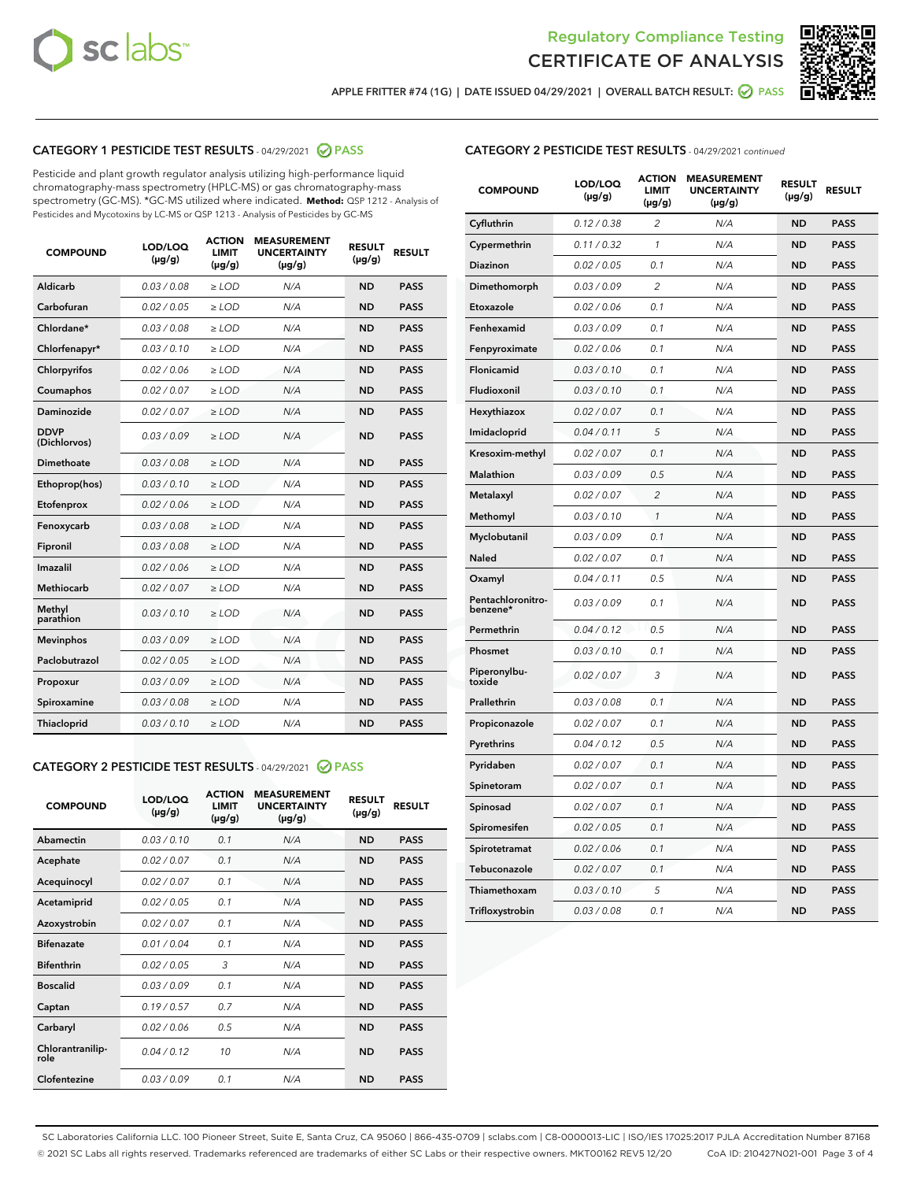Regulatory Compliance Testing
CERTIFICATE OF ANALYSIS

APPLE FRITTER #74 (1G) | DATE ISSUED 04/29/2021 | OVERALL BATCH RESULT: PASS

## CATEGORY 1 PESTICIDE TEST RESULTS - 04/29/2021 PASS

Pesticide and plant growth regulator analysis utilizing high-performance liquid chromatography-mass spectrometry (HPLC-MS) or gas chromatography-mass spectrometry (GC-MS). *GC-MS utilized where indicated. **Method:** QSP 1212 - Analysis of Pesticides and Mycotoxins by LC-MS or QSP 1213 - Analysis of Pesticides by GC-MS

| COMPOUND | LOD/LOQ (µg/g) | ACTION LIMIT (µg/g) | MEASUREMENT UNCERTAINTY (µg/g) | RESULT (µg/g) | RESULT |
|---|---|---|---|---|---|
| Aldicarb | 0.03 / 0.08 | ≥ LOD | N/A | ND | PASS |
| Carbofuran | 0.02 / 0.05 | ≥ LOD | N/A | ND | PASS |
| Chlordane* | 0.03 / 0.08 | ≥ LOD | N/A | ND | PASS |
| Chlorfenapyr* | 0.03 / 0.10 | ≥ LOD | N/A | ND | PASS |
| Chlorpyrifos | 0.02 / 0.06 | ≥ LOD | N/A | ND | PASS |
| Coumaphos | 0.02 / 0.07 | ≥ LOD | N/A | ND | PASS |
| Daminozide | 0.02 / 0.07 | ≥ LOD | N/A | ND | PASS |
| DDVP (Dichlorvos) | 0.03 / 0.09 | ≥ LOD | N/A | ND | PASS |
| Dimethoate | 0.03 / 0.08 | ≥ LOD | N/A | ND | PASS |
| Ethoprop(hos) | 0.03 / 0.10 | ≥ LOD | N/A | ND | PASS |
| Etofenprox | 0.02 / 0.06 | ≥ LOD | N/A | ND | PASS |
| Fenoxycarb | 0.03 / 0.08 | ≥ LOD | N/A | ND | PASS |
| Fipronil | 0.03 / 0.08 | ≥ LOD | N/A | ND | PASS |
| Imazalil | 0.02 / 0.06 | ≥ LOD | N/A | ND | PASS |
| Methiocarb | 0.02 / 0.07 | ≥ LOD | N/A | ND | PASS |
| Methyl parathion | 0.03 / 0.10 | ≥ LOD | N/A | ND | PASS |
| Mevinphos | 0.03 / 0.09 | ≥ LOD | N/A | ND | PASS |
| Paclobutrazol | 0.02 / 0.05 | ≥ LOD | N/A | ND | PASS |
| Propoxur | 0.03 / 0.09 | ≥ LOD | N/A | ND | PASS |
| Spiroxamine | 0.03 / 0.08 | ≥ LOD | N/A | ND | PASS |
| Thiacloprid | 0.03 / 0.10 | ≥ LOD | N/A | ND | PASS |

## CATEGORY 2 PESTICIDE TEST RESULTS - 04/29/2021 PASS

| COMPOUND | LOD/LOQ (µg/g) | ACTION LIMIT (µg/g) | MEASUREMENT UNCERTAINTY (µg/g) | RESULT (µg/g) | RESULT |
|---|---|---|---|---|---|
| Abamectin | 0.03 / 0.10 | 0.1 | N/A | ND | PASS |
| Acephate | 0.02 / 0.07 | 0.1 | N/A | ND | PASS |
| Acequinocyl | 0.02 / 0.07 | 0.1 | N/A | ND | PASS |
| Acetamiprid | 0.02 / 0.05 | 0.1 | N/A | ND | PASS |
| Azoxystrobin | 0.02 / 0.07 | 0.1 | N/A | ND | PASS |
| Bifenazate | 0.01 / 0.04 | 0.1 | N/A | ND | PASS |
| Bifenthrin | 0.02 / 0.05 | 3 | N/A | ND | PASS |
| Boscalid | 0.03 / 0.09 | 0.1 | N/A | ND | PASS |
| Captan | 0.19 / 0.57 | 0.7 | N/A | ND | PASS |
| Carbaryl | 0.02 / 0.06 | 0.5 | N/A | ND | PASS |
| Chlorantraniliprole | 0.04 / 0.12 | 10 | N/A | ND | PASS |
| Clofentezine | 0.03 / 0.09 | 0.1 | N/A | ND | PASS |
| Cyfluthrin | 0.12 / 0.38 | 2 | N/A | ND | PASS |
| Cypermethrin | 0.11 / 0.32 | 1 | N/A | ND | PASS |
| Diazinon | 0.02 / 0.05 | 0.1 | N/A | ND | PASS |
| Dimethomorph | 0.03 / 0.09 | 2 | N/A | ND | PASS |
| Etoxazole | 0.02 / 0.06 | 0.1 | N/A | ND | PASS |
| Fenhexamid | 0.03 / 0.09 | 0.1 | N/A | ND | PASS |
| Fenpyroximate | 0.02 / 0.06 | 0.1 | N/A | ND | PASS |
| Flonicamid | 0.03 / 0.10 | 0.1 | N/A | ND | PASS |
| Fludioxonil | 0.03 / 0.10 | 0.1 | N/A | ND | PASS |
| Hexythiazox | 0.02 / 0.07 | 0.1 | N/A | ND | PASS |
| Imidacloprid | 0.04 / 0.11 | 5 | N/A | ND | PASS |
| Kresoxim-methyl | 0.02 / 0.07 | 0.1 | N/A | ND | PASS |
| Malathion | 0.03 / 0.09 | 0.5 | N/A | ND | PASS |
| Metalaxyl | 0.02 / 0.07 | 2 | N/A | ND | PASS |
| Methomyl | 0.03 / 0.10 | 1 | N/A | ND | PASS |
| Myclobutanil | 0.03 / 0.09 | 0.1 | N/A | ND | PASS |
| Naled | 0.02 / 0.07 | 0.1 | N/A | ND | PASS |
| Oxamyl | 0.04 / 0.11 | 0.5 | N/A | ND | PASS |
| Pentachloronitrobenzene* | 0.03 / 0.09 | 0.1 | N/A | ND | PASS |
| Permethrin | 0.04 / 0.12 | 0.5 | N/A | ND | PASS |
| Phosmet | 0.03 / 0.10 | 0.1 | N/A | ND | PASS |
| Piperonylbutoxide | 0.02 / 0.07 | 3 | N/A | ND | PASS |
| Prallethrin | 0.03 / 0.08 | 0.1 | N/A | ND | PASS |
| Propiconazole | 0.02 / 0.07 | 0.1 | N/A | ND | PASS |
| Pyrethrins | 0.04 / 0.12 | 0.5 | N/A | ND | PASS |
| Pyridaben | 0.02 / 0.07 | 0.1 | N/A | ND | PASS |
| Spinetoram | 0.02 / 0.07 | 0.1 | N/A | ND | PASS |
| Spinosad | 0.02 / 0.07 | 0.1 | N/A | ND | PASS |
| Spiromesifen | 0.02 / 0.05 | 0.1 | N/A | ND | PASS |
| Spirotetramat | 0.02 / 0.06 | 0.1 | N/A | ND | PASS |
| Tebuconazole | 0.02 / 0.07 | 0.1 | N/A | ND | PASS |
| Thiamethoxam | 0.03 / 0.10 | 5 | N/A | ND | PASS |
| Trifloxystrobin | 0.03 / 0.08 | 0.1 | N/A | ND | PASS |

SC Laboratories California LLC. 100 Pioneer Street, Suite E, Santa Cruz, CA 95060 | 866-435-0709 | sclabs.com | C8-0000013-LIC | ISO/IES 17025:2017 PJLA Accreditation Number 87168
© 2021 SC Labs all rights reserved. Trademarks referenced are trademarks of either SC Labs or their respective owners. MKT00162 REV5 12/20 CoA ID: 210427N021-001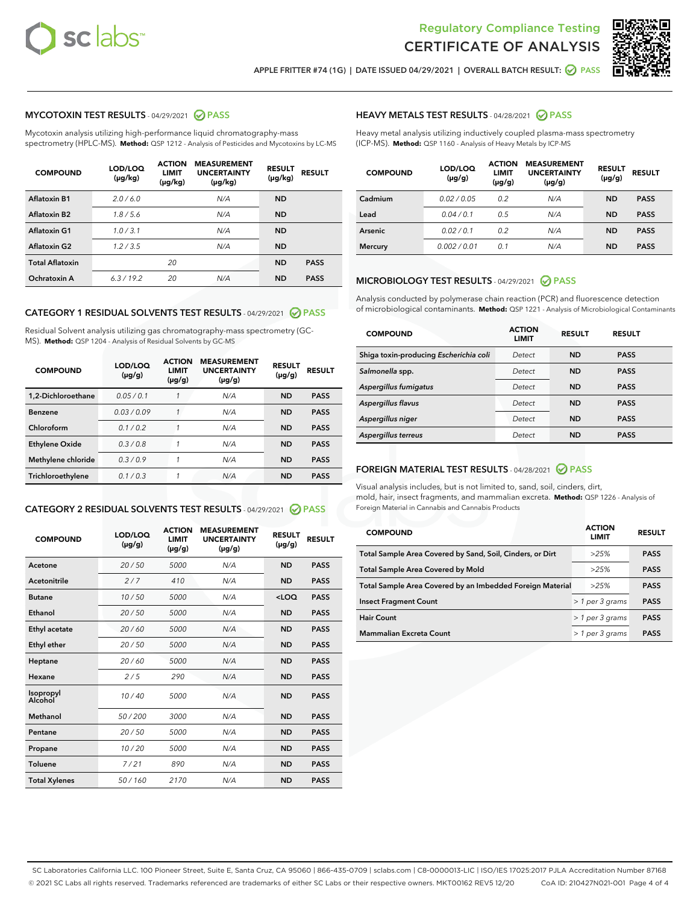# Regulatory Compliance Testing
# CERTIFICATE OF ANALYSIS

APPLE FRITTER #74 (1G) | DATE ISSUED 04/29/2021 | OVERALL BATCH RESULT: PASS

## MYCOTOXIN TEST RESULTS - 04/29/2021 PASS

Mycotoxin analysis utilizing high-performance liquid chromatography-mass spectrometry (HPLC-MS). **Method:** QSP 1212 - Analysis of Pesticides and Mycotoxins by LC-MS

| COMPOUND | LOD/LOQ (µg/kg) | ACTION LIMIT (µg/kg) | MEASUREMENT UNCERTAINTY (µg/kg) | RESULT (µg/kg) | RESULT |
|---|---|---|---|---|---|
| Aflatoxin B1 | 2.0 / 6.0 | | N/A | ND | |
| Aflatoxin B2 | 1.8 / 5.6 | | N/A | ND | |
| Aflatoxin G1 | 1.0 / 3.1 | | N/A | ND | |
| Aflatoxin G2 | 1.2 / 3.5 | | N/A | ND | |
| Total Aflatoxin | | 20 | | ND | PASS |
| Ochratoxin A | 6.3 / 19.2 | 20 | N/A | ND | PASS |

## CATEGORY 1 RESIDUAL SOLVENTS TEST RESULTS - 04/29/2021 PASS

Residual Solvent analysis utilizing gas chromatography-mass spectrometry (GC-MS). **Method:** QSP 1204 - Analysis of Residual Solvents by GC-MS

| COMPOUND | LOD/LOQ (µg/g) | ACTION LIMIT (µg/g) | MEASUREMENT UNCERTAINTY (µg/g) | RESULT (µg/g) | RESULT |
|---|---|---|---|---|---|
| 1,2-Dichloroethane | 0.05 / 0.1 | 1 | N/A | ND | PASS |
| Benzene | 0.03 / 0.09 | 1 | N/A | ND | PASS |
| Chloroform | 0.1 / 0.2 | 1 | N/A | ND | PASS |
| Ethylene Oxide | 0.3 / 0.8 | 1 | N/A | ND | PASS |
| Methylene chloride | 0.3 / 0.9 | 1 | N/A | ND | PASS |
| Trichloroethylene | 0.1 / 0.3 | 1 | N/A | ND | PASS |

## CATEGORY 2 RESIDUAL SOLVENTS TEST RESULTS - 04/29/2021 PASS

| COMPOUND | LOD/LOQ (µg/g) | ACTION LIMIT (µg/g) | MEASUREMENT UNCERTAINTY (µg/g) | RESULT (µg/g) | RESULT |
|---|---|---|---|---|---|
| Acetone | 20 / 50 | 5000 | N/A | ND | PASS |
| Acetonitrile | 2 / 7 | 410 | N/A | ND | PASS |
| Butane | 10 / 50 | 5000 | N/A | <LOQ | PASS |
| Ethanol | 20 / 50 | 5000 | N/A | ND | PASS |
| Ethyl acetate | 20 / 60 | 5000 | N/A | ND | PASS |
| Ethyl ether | 20 / 50 | 5000 | N/A | ND | PASS |
| Heptane | 20 / 60 | 5000 | N/A | ND | PASS |
| Hexane | 2 / 5 | 290 | N/A | ND | PASS |
| Isopropyl Alcohol | 10 / 40 | 5000 | N/A | ND | PASS |
| Methanol | 50 / 200 | 3000 | N/A | ND | PASS |
| Pentane | 20 / 50 | 5000 | N/A | ND | PASS |
| Propane | 10 / 20 | 5000 | N/A | ND | PASS |
| Toluene | 7 / 21 | 890 | N/A | ND | PASS |
| Total Xylenes | 50 / 160 | 2170 | N/A | ND | PASS |

## HEAVY METALS TEST RESULTS - 04/28/2021 PASS

Heavy metal analysis utilizing inductively coupled plasma-mass spectrometry (ICP-MS). **Method:** QSP 1160 - Analysis of Heavy Metals by ICP-MS

| COMPOUND | LOD/LOQ (µg/g) | ACTION LIMIT (µg/g) | MEASUREMENT UNCERTAINTY (µg/g) | RESULT (µg/g) | RESULT |
|---|---|---|---|---|---|
| Cadmium | 0.02 / 0.05 | 0.2 | N/A | ND | PASS |
| Lead | 0.04 / 0.1 | 0.5 | N/A | ND | PASS |
| Arsenic | 0.02 / 0.1 | 0.2 | N/A | ND | PASS |
| Mercury | 0.002 / 0.01 | 0.1 | N/A | ND | PASS |

## MICROBIOLOGY TEST RESULTS - 04/29/2021 PASS

Analysis conducted by polymerase chain reaction (PCR) and fluorescence detection of microbiological contaminants. **Method:** QSP 1221 - Analysis of Microbiological Contaminants

| COMPOUND | ACTION LIMIT | RESULT | RESULT |
|---|---|---|---|
| Shiga toxin-producing *Escherichia coli* | Detect | ND | PASS |
| *Salmonella* spp. | Detect | ND | PASS |
| *Aspergillus fumigatus* | Detect | ND | PASS |
| *Aspergillus flavus* | Detect | ND | PASS |
| *Aspergillus niger* | Detect | ND | PASS |
| *Aspergillus terreus* | Detect | ND | PASS |

## FOREIGN MATERIAL TEST RESULTS - 04/28/2021 PASS

Visual analysis includes, but is not limited to, sand, soil, cinders, dirt, mold, hair, insect fragments, and mammalian excreta. **Method:** QSP 1226 - Analysis of Foreign Material in Cannabis and Cannabis Products

| COMPOUND | ACTION LIMIT | RESULT |
|---|---|---|
| Total Sample Area Covered by Sand, Soil, Cinders, or Dirt | >25% | PASS |
| Total Sample Area Covered by Mold | >25% | PASS |
| Total Sample Area Covered by an Imbedded Foreign Material | >25% | PASS |
| Insect Fragment Count | > 1 per 3 grams | PASS |
| Hair Count | > 1 per 3 grams | PASS |
| Mammalian Excreta Count | > 1 per 3 grams | PASS |

SC Laboratories California LLC. 100 Pioneer Street, Suite E, Santa Cruz, CA 95060 | 866-435-0709 | sclabs.com | C8-0000013-LIC | ISO/IES 17025:2017 PJLA Accreditation Number 87168
© 2021 SC Labs all rights reserved. Trademarks referenced are trademarks of either SC Labs or their respective owners. MKT00162 REV5 12/20 CoA ID: 210427N021-001